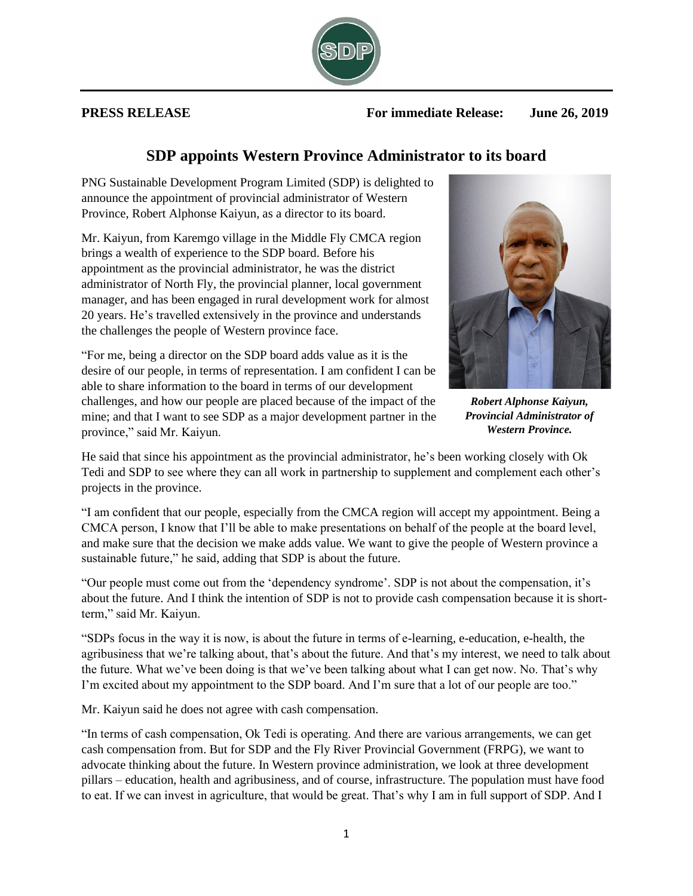**PRESS RELEASE** **For immediate Release: June 26, 2019**

# SDP appoints Western Province Administrator to its board

PNG Sustainable Development Program Limited (SDP) is delighted to announce the appointment of provincial administrator of Western Province, Robert Alphonse Kaiyun, as a director to its board.

Mr. Kaiyun, from Karemgo village in the Middle Fly CMCA region brings a wealth of experience to the SDP board. Before his appointment as the provincial administrator, he was the district administrator of North Fly, the provincial planner, local government manager, and has been engaged in rural development work for almost 20 years. He's travelled extensively in the province and understands the challenges the people of Western province face.

***Robert Alphonse Kaiyun, Provincial Administrator of Western Province.***

"For me, being a director on the SDP board adds value as it is the desire of our people, in terms of representation. I am confident I can be able to share information to the board in terms of our development challenges, and how our people are placed because of the impact of the mine; and that I want to see SDP as a major development partner in the province," said Mr. Kaiyun.

He said that since his appointment as the provincial administrator, he's been working closely with Ok Tedi and SDP to see where they can all work in partnership to supplement and complement each other's projects in the province.

"I am confident that our people, especially from the CMCA region will accept my appointment. Being a CMCA person, I know that I'll be able to make presentations on behalf of the people at the board level, and make sure that the decision we make adds value. We want to give the people of Western province a sustainable future," he said, adding that SDP is about the future.

"Our people must come out from the 'dependency syndrome'. SDP is not about the compensation, it's about the future. And I think the intention of SDP is not to provide cash compensation because it is short-term," said Mr. Kaiyun.

"SDPs focus in the way it is now, is about the future in terms of e-learning, e-education, e-health, the agribusiness that we're talking about, that's about the future. And that's my interest, we need to talk about the future. What we've been doing is that we've been talking about what I can get now. No. That's why I'm excited about my appointment to the SDP board. And I'm sure that a lot of our people are too."

Mr. Kaiyun said he does not agree with cash compensation.

"In terms of cash compensation, Ok Tedi is operating. And there are various arrangements, we can get cash compensation from. But for SDP and the Fly River Provincial Government (FRPG), we want to advocate thinking about the future. In Western province administration, we look at three development pillars – education, health and agribusiness, and of course, infrastructure. The population must have food to eat. If we can invest in agriculture, that would be great. That's why I am in full support of SDP. And I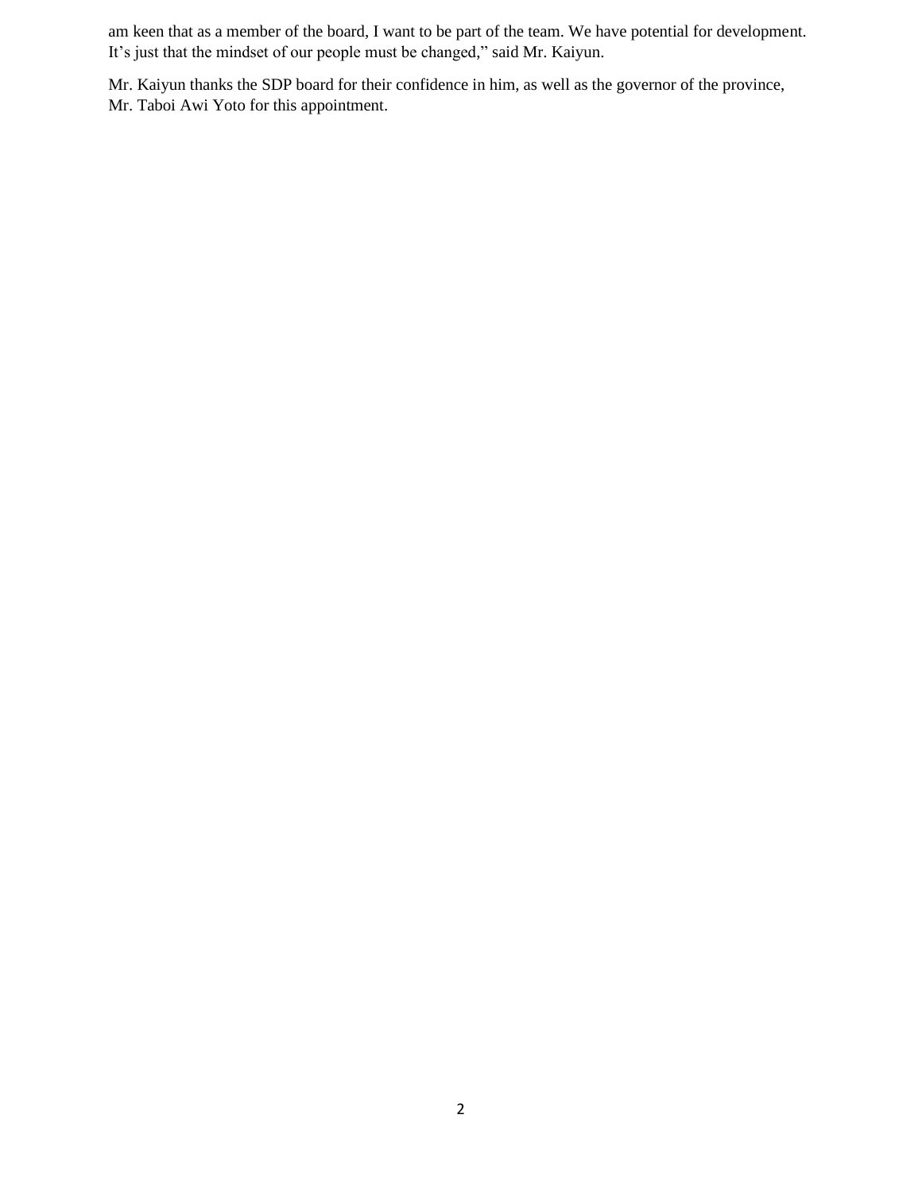am keen that as a member of the board, I want to be part of the team. We have potential for development. It's just that the mindset of our people must be changed," said Mr. Kaiyun.

Mr. Kaiyun thanks the SDP board for their confidence in him, as well as the governor of the province, Mr. Taboi Awi Yoto for this appointment.